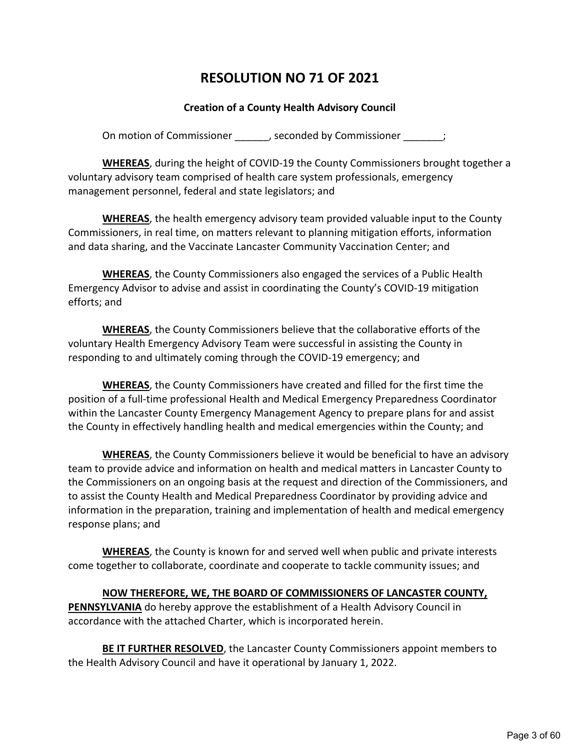# RESOLUTION NO 71 OF 2021

**Creation of a County Health Advisory Council**

On motion of Commissioner ______, seconded by Commissioner _______;

**WHEREAS**, during the height of COVID-19 the County Commissioners brought together a voluntary advisory team comprised of health care system professionals, emergency management personnel, federal and state legislators; and

**WHEREAS**, the health emergency advisory team provided valuable input to the County Commissioners, in real time, on matters relevant to planning mitigation efforts, information and data sharing, and the Vaccinate Lancaster Community Vaccination Center; and

**WHEREAS**, the County Commissioners also engaged the services of a Public Health Emergency Advisor to advise and assist in coordinating the County's COVID-19 mitigation efforts; and

**WHEREAS**, the County Commissioners believe that the collaborative efforts of the voluntary Health Emergency Advisory Team were successful in assisting the County in responding to and ultimately coming through the COVID-19 emergency; and

**WHEREAS**, the County Commissioners have created and filled for the first time the position of a full-time professional Health and Medical Emergency Preparedness Coordinator within the Lancaster County Emergency Management Agency to prepare plans for and assist the County in effectively handling health and medical emergencies within the County; and

**WHEREAS**, the County Commissioners believe it would be beneficial to have an advisory team to provide advice and information on health and medical matters in Lancaster County to the Commissioners on an ongoing basis at the request and direction of the Commissioners, and to assist the County Health and Medical Preparedness Coordinator by providing advice and information in the preparation, training and implementation of health and medical emergency response plans; and

**WHEREAS**, the County is known for and served well when public and private interests come together to collaborate, coordinate and cooperate to tackle community issues; and

**NOW THEREFORE, WE, THE BOARD OF COMMISSIONERS OF LANCASTER COUNTY, PENNSYLVANIA** do hereby approve the establishment of a Health Advisory Council in accordance with the attached Charter, which is incorporated herein.

**BE IT FURTHER RESOLVED**, the Lancaster County Commissioners appoint members to the Health Advisory Council and have it operational by January 1, 2022.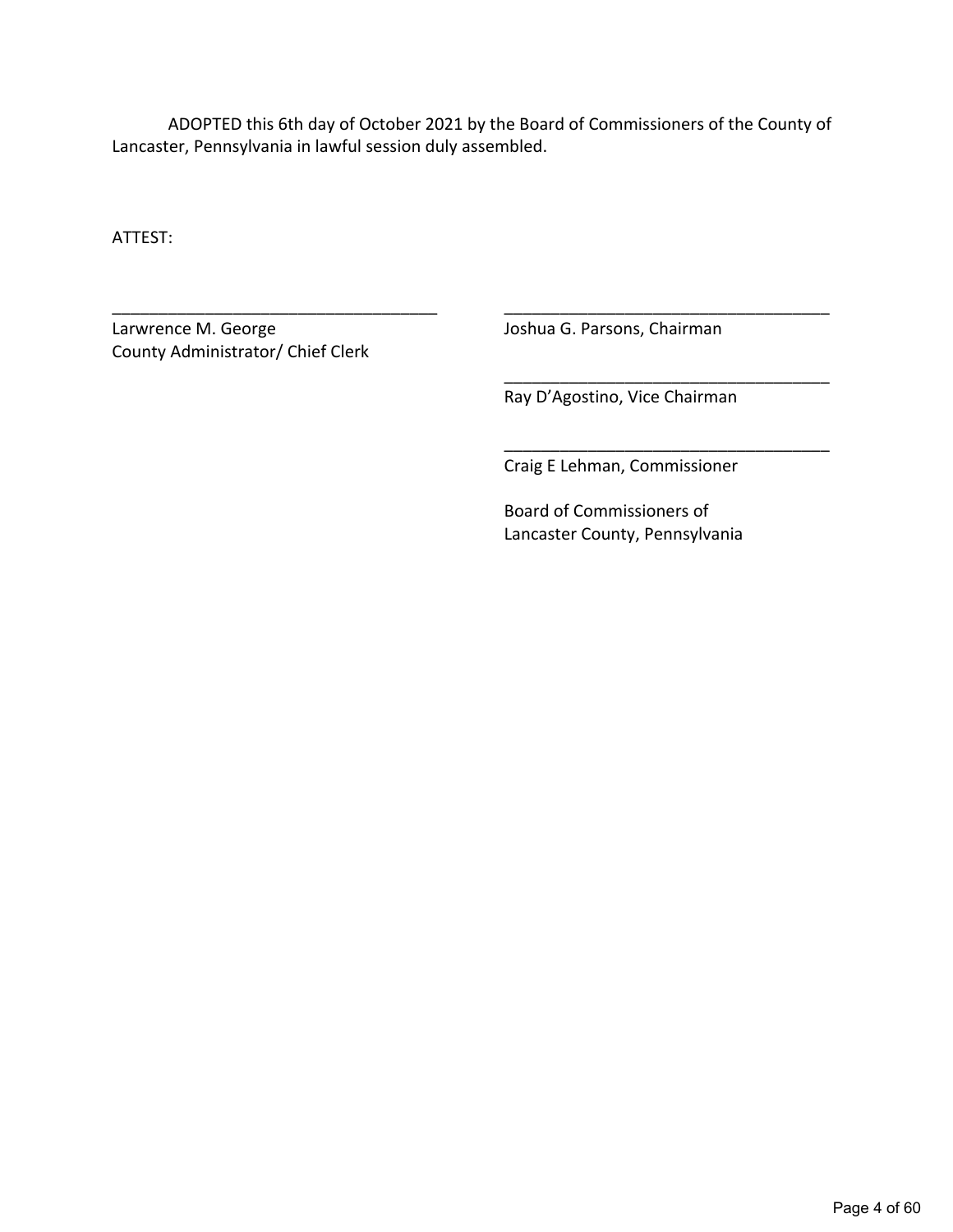ADOPTED this 6th day of October 2021 by the Board of Commissioners of the County of Lancaster, Pennsylvania in lawful session duly assembled.

ATTEST:

___________________________________
Larwrence M. George
County Administrator/ Chief Clerk

___________________________________
Joshua G. Parsons, Chairman

___________________________________
Ray D'Agostino, Vice Chairman

___________________________________
Craig E Lehman, Commissioner

Board of Commissioners of
Lancaster County, Pennsylvania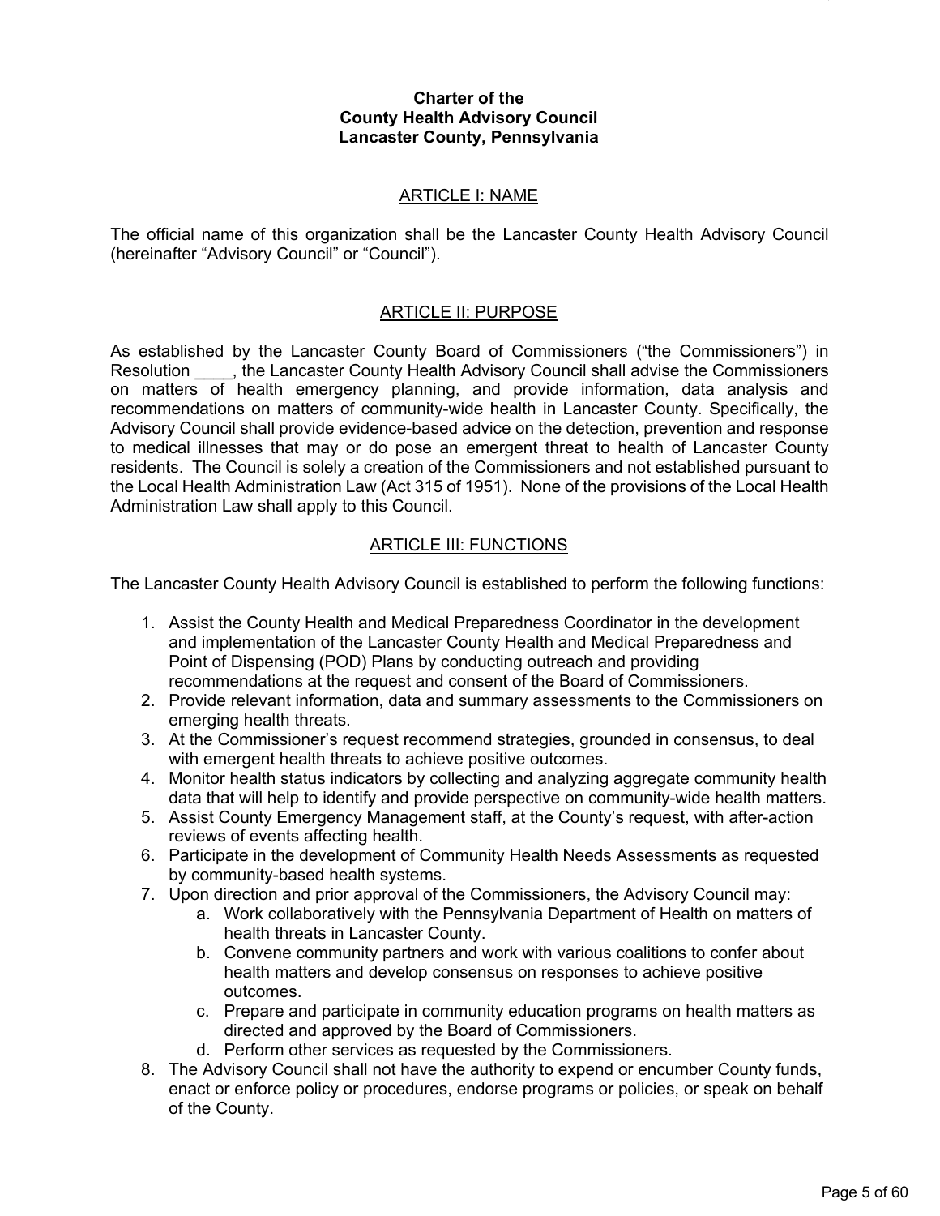**Charter of the**
**County Health Advisory Council**
**Lancaster County, Pennsylvania**

## ARTICLE I: NAME

The official name of this organization shall be the Lancaster County Health Advisory Council (hereinafter "Advisory Council" or "Council").

## ARTICLE II: PURPOSE

As established by the Lancaster County Board of Commissioners ("the Commissioners") in Resolution ____, the Lancaster County Health Advisory Council shall advise the Commissioners on matters of health emergency planning, and provide information, data analysis and recommendations on matters of community-wide health in Lancaster County. Specifically, the Advisory Council shall provide evidence-based advice on the detection, prevention and response to medical illnesses that may or do pose an emergent threat to health of Lancaster County residents. The Council is solely a creation of the Commissioners and not established pursuant to the Local Health Administration Law (Act 315 of 1951). None of the provisions of the Local Health Administration Law shall apply to this Council.

## ARTICLE III: FUNCTIONS

The Lancaster County Health Advisory Council is established to perform the following functions:

1. Assist the County Health and Medical Preparedness Coordinator in the development and implementation of the Lancaster County Health and Medical Preparedness and Point of Dispensing (POD) Plans by conducting outreach and providing recommendations at the request and consent of the Board of Commissioners.
2. Provide relevant information, data and summary assessments to the Commissioners on emerging health threats.
3. At the Commissioner's request recommend strategies, grounded in consensus, to deal with emergent health threats to achieve positive outcomes.
4. Monitor health status indicators by collecting and analyzing aggregate community health data that will help to identify and provide perspective on community-wide health matters.
5. Assist County Emergency Management staff, at the County's request, with after-action reviews of events affecting health.
6. Participate in the development of Community Health Needs Assessments as requested by community-based health systems.
7. Upon direction and prior approval of the Commissioners, the Advisory Council may:
   a. Work collaboratively with the Pennsylvania Department of Health on matters of health threats in Lancaster County.
   b. Convene community partners and work with various coalitions to confer about health matters and develop consensus on responses to achieve positive outcomes.
   c. Prepare and participate in community education programs on health matters as directed and approved by the Board of Commissioners.
   d. Perform other services as requested by the Commissioners.
8. The Advisory Council shall not have the authority to expend or encumber County funds, enact or enforce policy or procedures, endorse programs or policies, or speak on behalf of the County.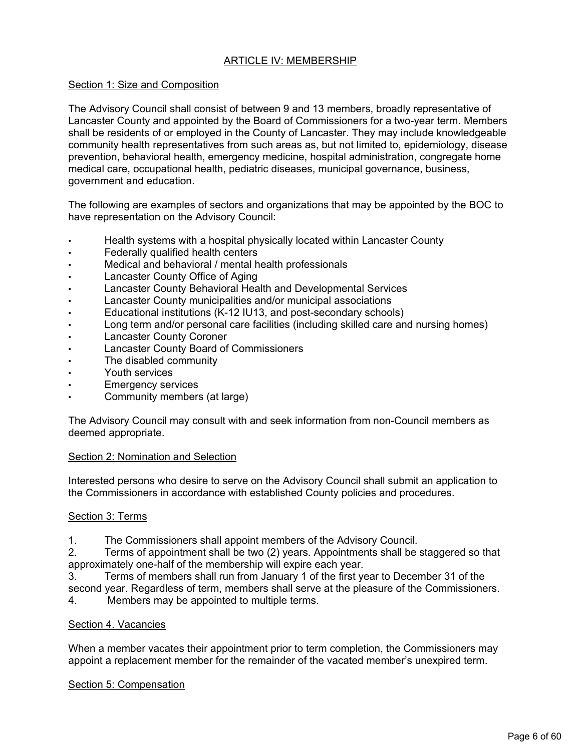## ARTICLE IV: MEMBERSHIP

### Section 1: Size and Composition

The Advisory Council shall consist of between 9 and 13 members, broadly representative of Lancaster County and appointed by the Board of Commissioners for a two-year term. Members shall be residents of or employed in the County of Lancaster. They may include knowledgeable community health representatives from such areas as, but not limited to, epidemiology, disease prevention, behavioral health, emergency medicine, hospital administration, congregate home medical care, occupational health, pediatric diseases, municipal governance, business, government and education.

The following are examples of sectors and organizations that may be appointed by the BOC to have representation on the Advisory Council:

- Health systems with a hospital physically located within Lancaster County
- Federally qualified health centers
- Medical and behavioral / mental health professionals
- Lancaster County Office of Aging
- Lancaster County Behavioral Health and Developmental Services
- Lancaster County municipalities and/or municipal associations
- Educational institutions (K-12 IU13, and post-secondary schools)
- Long term and/or personal care facilities (including skilled care and nursing homes)
- Lancaster County Coroner
- Lancaster County Board of Commissioners
- The disabled community
- Youth services
- Emergency services
- Community members (at large)

The Advisory Council may consult with and seek information from non-Council members as deemed appropriate.

### Section 2: Nomination and Selection

Interested persons who desire to serve on the Advisory Council shall submit an application to the Commissioners in accordance with established County policies and procedures.

### Section 3: Terms

1. The Commissioners shall appoint members of the Advisory Council.
2. Terms of appointment shall be two (2) years. Appointments shall be staggered so that approximately one-half of the membership will expire each year.
3. Terms of members shall run from January 1 of the first year to December 31 of the second year. Regardless of term, members shall serve at the pleasure of the Commissioners.
4. Members may be appointed to multiple terms.

### Section 4. Vacancies

When a member vacates their appointment prior to term completion, the Commissioners may appoint a replacement member for the remainder of the vacated member's unexpired term.

### Section 5: Compensation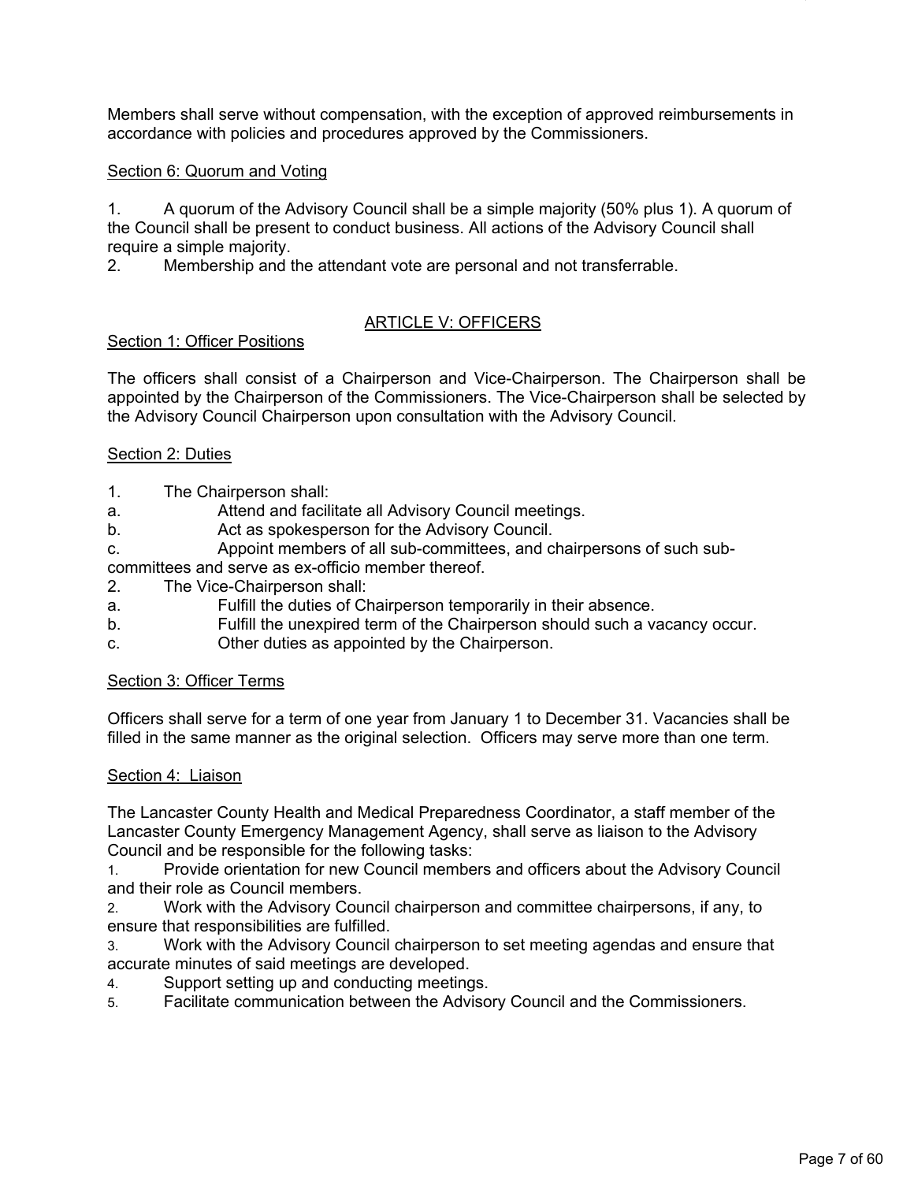Members shall serve without compensation, with the exception of approved reimbursements in accordance with policies and procedures approved by the Commissioners.

Section 6: Quorum and Voting

1. A quorum of the Advisory Council shall be a simple majority (50% plus 1). A quorum of the Council shall be present to conduct business. All actions of the Advisory Council shall require a simple majority.
2. Membership and the attendant vote are personal and not transferrable.

## ARTICLE V: OFFICERS

Section 1: Officer Positions

The officers shall consist of a Chairperson and Vice-Chairperson. The Chairperson shall be appointed by the Chairperson of the Commissioners. The Vice-Chairperson shall be selected by the Advisory Council Chairperson upon consultation with the Advisory Council.

Section 2: Duties

1. The Chairperson shall:
   a. Attend and facilitate all Advisory Council meetings.
   b. Act as spokesperson for the Advisory Council.
   c. Appoint members of all sub-committees, and chairpersons of such sub-committees and serve as ex-officio member thereof.
2. The Vice-Chairperson shall:
   a. Fulfill the duties of Chairperson temporarily in their absence.
   b. Fulfill the unexpired term of the Chairperson should such a vacancy occur.
   c. Other duties as appointed by the Chairperson.

Section 3: Officer Terms

Officers shall serve for a term of one year from January 1 to December 31. Vacancies shall be filled in the same manner as the original selection. Officers may serve more than one term.

Section 4: Liaison

The Lancaster County Health and Medical Preparedness Coordinator, a staff member of the Lancaster County Emergency Management Agency, shall serve as liaison to the Advisory Council and be responsible for the following tasks:

1. Provide orientation for new Council members and officers about the Advisory Council and their role as Council members.
2. Work with the Advisory Council chairperson and committee chairpersons, if any, to ensure that responsibilities are fulfilled.
3. Work with the Advisory Council chairperson to set meeting agendas and ensure that accurate minutes of said meetings are developed.
4. Support setting up and conducting meetings.
5. Facilitate communication between the Advisory Council and the Commissioners.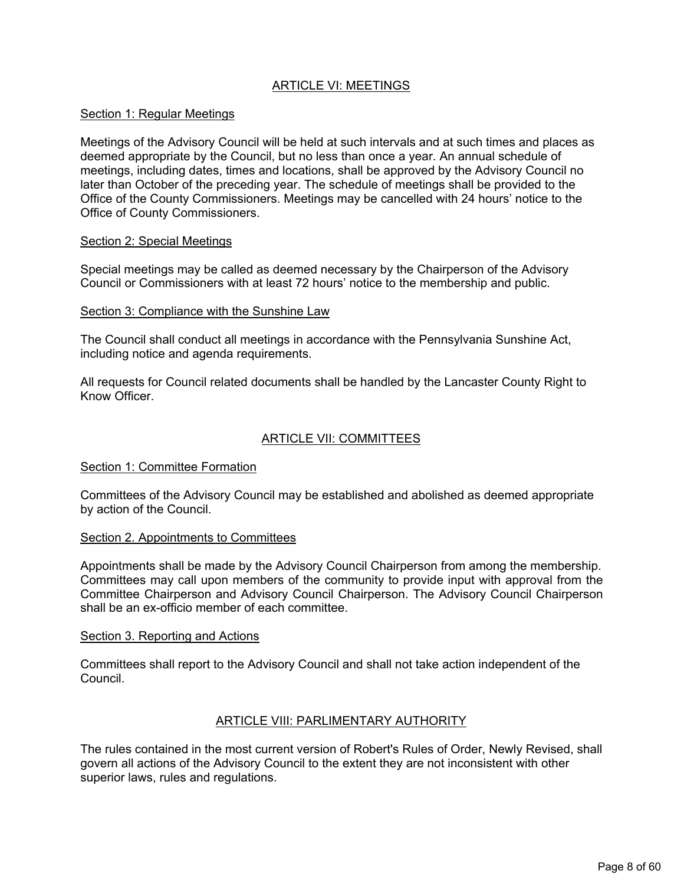## ARTICLE VI: MEETINGS

### Section 1: Regular Meetings

Meetings of the Advisory Council will be held at such intervals and at such times and places as deemed appropriate by the Council, but no less than once a year. An annual schedule of meetings, including dates, times and locations, shall be approved by the Advisory Council no later than October of the preceding year. The schedule of meetings shall be provided to the Office of the County Commissioners. Meetings may be cancelled with 24 hours' notice to the Office of County Commissioners.

### Section 2: Special Meetings

Special meetings may be called as deemed necessary by the Chairperson of the Advisory Council or Commissioners with at least 72 hours' notice to the membership and public.

### Section 3: Compliance with the Sunshine Law

The Council shall conduct all meetings in accordance with the Pennsylvania Sunshine Act, including notice and agenda requirements.

All requests for Council related documents shall be handled by the Lancaster County Right to Know Officer.

## ARTICLE VII: COMMITTEES

### Section 1: Committee Formation

Committees of the Advisory Council may be established and abolished as deemed appropriate by action of the Council.

### Section 2. Appointments to Committees

Appointments shall be made by the Advisory Council Chairperson from among the membership. Committees may call upon members of the community to provide input with approval from the Committee Chairperson and Advisory Council Chairperson. The Advisory Council Chairperson shall be an ex-officio member of each committee.

### Section 3. Reporting and Actions

Committees shall report to the Advisory Council and shall not take action independent of the Council.

## ARTICLE VIII: PARLIMENTARY AUTHORITY

The rules contained in the most current version of Robert's Rules of Order, Newly Revised, shall govern all actions of the Advisory Council to the extent they are not inconsistent with other superior laws, rules and regulations.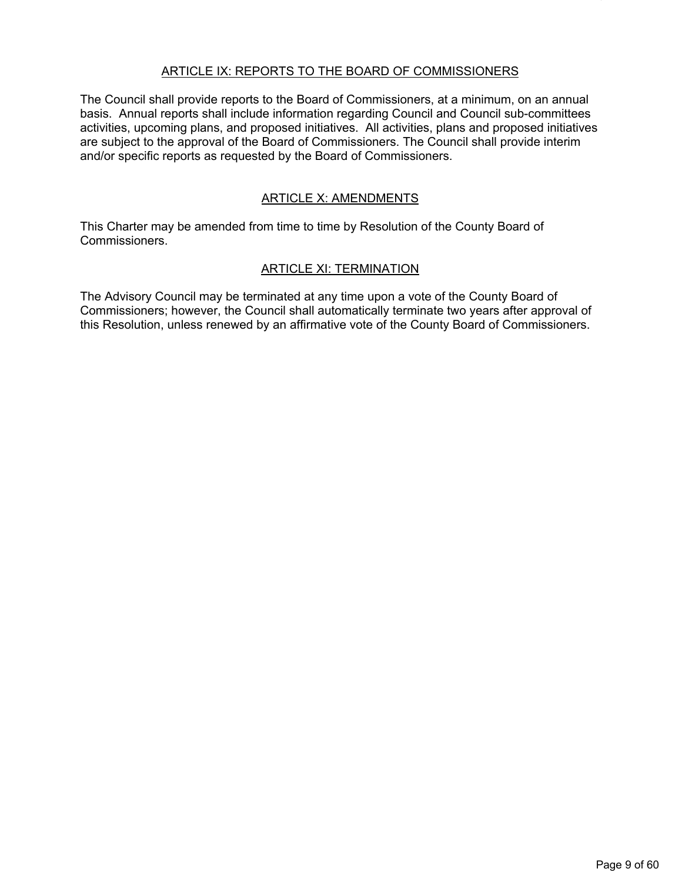## ARTICLE IX: REPORTS TO THE BOARD OF COMMISSIONERS

The Council shall provide reports to the Board of Commissioners, at a minimum, on an annual basis. Annual reports shall include information regarding Council and Council sub-committees activities, upcoming plans, and proposed initiatives. All activities, plans and proposed initiatives are subject to the approval of the Board of Commissioners. The Council shall provide interim and/or specific reports as requested by the Board of Commissioners.

## ARTICLE X: AMENDMENTS

This Charter may be amended from time to time by Resolution of the County Board of Commissioners.

## ARTICLE XI: TERMINATION

The Advisory Council may be terminated at any time upon a vote of the County Board of Commissioners; however, the Council shall automatically terminate two years after approval of this Resolution, unless renewed by an affirmative vote of the County Board of Commissioners.